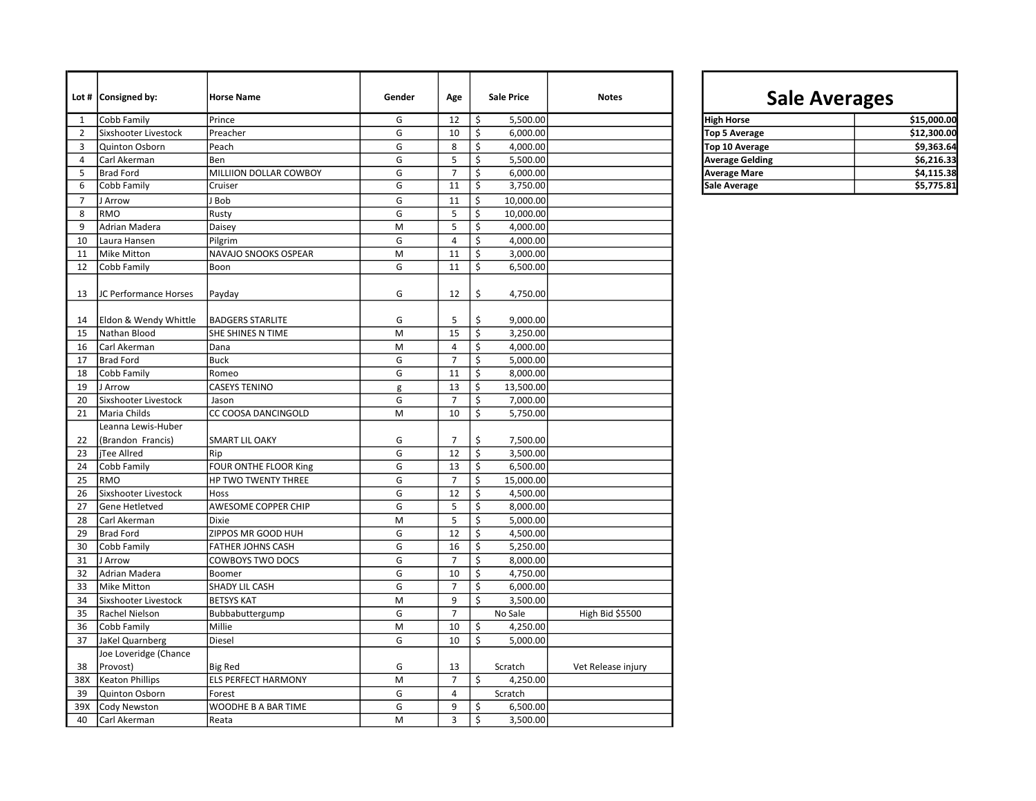| Lot # | Consigned by: | Horse Name | Gender | Age | Sale Price | Notes |
|---|---|---|---|---|---|---|
| 1 | Cobb Family | Prince | G | 12 | $ 5,500.00 | |
| 2 | Sixshooter Livestock | Preacher | G | 10 | $ 6,000.00 | |
| 3 | Quinton Osborn | Peach | G | 8 | $ 4,000.00 | |
| 4 | Carl Akerman | Ben | G | 5 | $ 5,500.00 | |
| 5 | Brad Ford | MILLIION DOLLAR COWBOY | G | 7 | $ 6,000.00 | |
| 6 | Cobb Family | Cruiser | G | 11 | $ 3,750.00 | |
| 7 | J Arrow | J Bob | G | 11 | $ 10,000.00 | |
| 8 | RMO | Rusty | G | 5 | $ 10,000.00 | |
| 9 | Adrian Madera | Daisey | M | 5 | $ 4,000.00 | |
| 10 | Laura Hansen | Pilgrim | G | 4 | $ 4,000.00 | |
| 11 | Mike Mitton | NAVAJO SNOOKS OSPEAR | M | 11 | $ 3,000.00 | |
| 12 | Cobb Family | Boon | G | 11 | $ 6,500.00 | |
| 13 | JC Performance Horses | Payday | G | 12 | $ 4,750.00 | |
| 14 | Eldon & Wendy Whittle | BADGERS STARLITE | G | 5 | $ 9,000.00 | |
| 15 | Nathan Blood | SHE SHINES N TIME | M | 15 | $ 3,250.00 | |
| 16 | Carl Akerman | Dana | M | 4 | $ 4,000.00 | |
| 17 | Brad Ford | Buck | G | 7 | $ 5,000.00 | |
| 18 | Cobb Family | Romeo | G | 11 | $ 8,000.00 | |
| 19 | J Arrow | CASEYS TENINO | g | 13 | $ 13,500.00 | |
| 20 | Sixshooter Livestock | Jason | G | 7 | $ 7,000.00 | |
| 21 | Maria Childs | CC COOSA DANCINGOLD | M | 10 | $ 5,750.00 | |
| 22 | Leanna Lewis-Huber (Brandon Francis) | SMART LIL OAKY | G | 7 | $ 7,500.00 | |
| 23 | jTee Allred | Rip | G | 12 | $ 3,500.00 | |
| 24 | Cobb Family | FOUR ONTHE FLOOR King | G | 13 | $ 6,500.00 | |
| 25 | RMO | HP TWO TWENTY THREE | G | 7 | $ 15,000.00 | |
| 26 | Sixshooter Livestock | Hoss | G | 12 | $ 4,500.00 | |
| 27 | Gene Hetletved | AWESOME COPPER CHIP | G | 5 | $ 8,000.00 | |
| 28 | Carl Akerman | Dixie | M | 5 | $ 5,000.00 | |
| 29 | Brad Ford | ZIPPOS MR GOOD HUH | G | 12 | $ 4,500.00 | |
| 30 | Cobb Family | FATHER JOHNS CASH | G | 16 | $ 5,250.00 | |
| 31 | J Arrow | COWBOYS TWO DOCS | G | 7 | $ 8,000.00 | |
| 32 | Adrian Madera | Boomer | G | 10 | $ 4,750.00 | |
| 33 | Mike Mitton | SHADY LIL CASH | G | 7 | $ 6,000.00 | |
| 34 | Sixshooter Livestock | BETSYS KAT | M | 9 | $ 3,500.00 | |
| 35 | Rachel Nielson | Bubbabuttergump | G | 7 | No Sale | High Bid $5500 |
| 36 | Cobb Family | Millie | M | 10 | $ 4,250.00 | |
| 37 | JaKel Quarnberg | Diesel | G | 10 | $ 5,000.00 | |
| 38 | Joe Loveridge (Chance Provost) | Big Red | G | 13 | Scratch | Vet Release injury |
| 38X | Keaton Phillips | ELS PERFECT HARMONY | M | 7 | $ 4,250.00 | |
| 39 | Quinton Osborn | Forest | G | 4 | Scratch | |
| 39X | Cody Newston | WOODHE B A BAR TIME | G | 9 | $ 6,500.00 | |
| 40 | Carl Akerman | Reata | M | 3 | $ 3,500.00 | |

# Sale Averages

| | |
|---|---|
| **High Horse** | **$15,000.00** |
| **Top 5 Average** | **$12,300.00** |
| **Top 10 Average** | **$9,363.64** |
| **Average Gelding** | **$6,216.33** |
| **Average Mare** | **$4,115.38** |
| **Sale Average** | **$5,775.81** |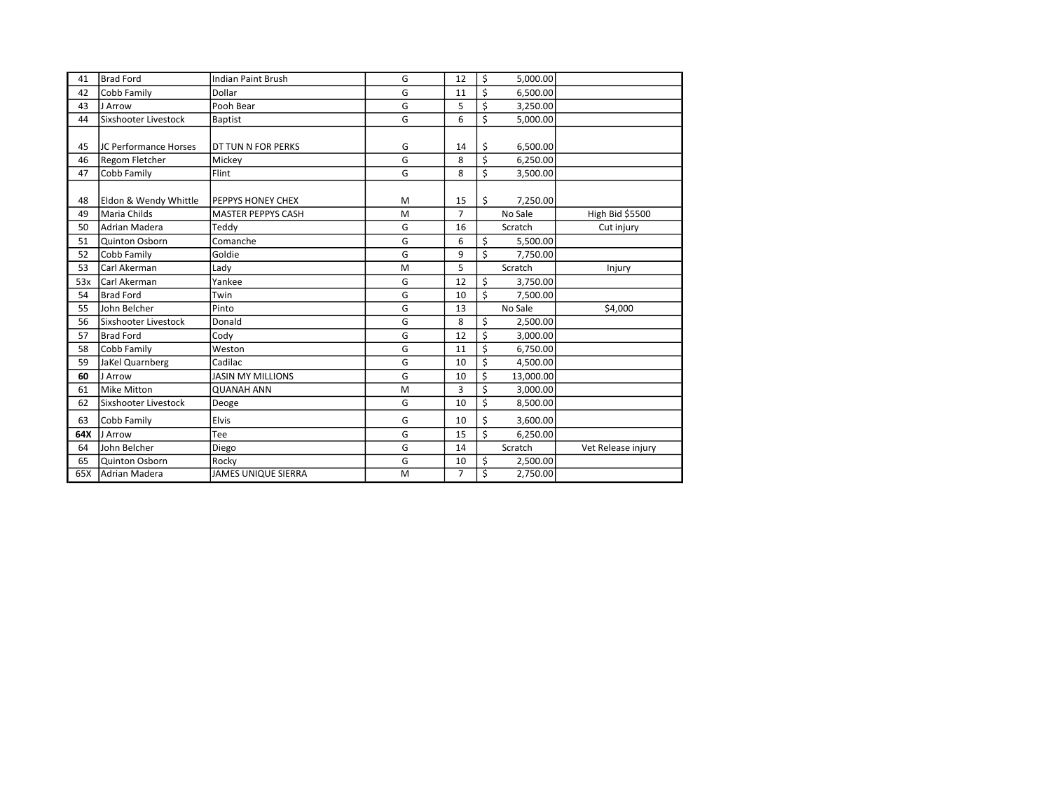| | | | | | | |
|---|---|---|---|---|---|---|
| 41 | Brad Ford | Indian Paint Brush | G | 12 | $ 5,000.00 | |
| 42 | Cobb Family | Dollar | G | 11 | $ 6,500.00 | |
| 43 | J Arrow | Pooh Bear | G | 5 | $ 3,250.00 | |
| 44 | Sixshooter Livestock | Baptist | G | 6 | $ 5,000.00 | |
| 45 | JC Performance Horses | DT TUN N FOR PERKS | G | 14 | $ 6,500.00 | |
| 46 | Regom Fletcher | Mickey | G | 8 | $ 6,250.00 | |
| 47 | Cobb Family | Flint | G | 8 | $ 3,500.00 | |
| 48 | Eldon & Wendy Whittle | PEPPYS HONEY CHEX | M | 15 | $ 7,250.00 | |
| 49 | Maria Childs | MASTER PEPPYS CASH | M | 7 | No Sale | High Bid $5500 |
| 50 | Adrian Madera | Teddy | G | 16 | Scratch | Cut injury |
| 51 | Quinton Osborn | Comanche | G | 6 | $ 5,500.00 | |
| 52 | Cobb Family | Goldie | G | 9 | $ 7,750.00 | |
| 53 | Carl Akerman | Lady | M | 5 | Scratch | Injury |
| 53x | Carl Akerman | Yankee | G | 12 | $ 3,750.00 | |
| 54 | Brad Ford | Twin | G | 10 | $ 7,500.00 | |
| 55 | John Belcher | Pinto | G | 13 | No Sale | $4,000 |
| 56 | Sixshooter Livestock | Donald | G | 8 | $ 2,500.00 | |
| 57 | Brad Ford | Cody | G | 12 | $ 3,000.00 | |
| 58 | Cobb Family | Weston | G | 11 | $ 6,750.00 | |
| 59 | JaKel Quarnberg | Cadilac | G | 10 | $ 4,500.00 | |
| **60** | J Arrow | JASIN MY MILLIONS | G | 10 | $ 13,000.00 | |
| 61 | Mike Mitton | QUANAH ANN | M | 3 | $ 3,000.00 | |
| 62 | Sixshooter Livestock | Deoge | G | 10 | $ 8,500.00 | |
| 63 | Cobb Family | Elvis | G | 10 | $ 3,600.00 | |
| **64X** | J Arrow | Tee | G | 15 | $ 6,250.00 | |
| 64 | John Belcher | Diego | G | 14 | Scratch | Vet Release injury |
| 65 | Quinton Osborn | Rocky | G | 10 | $ 2,500.00 | |
| 65X | Adrian Madera | JAMES UNIQUE SIERRA | M | 7 | $ 2,750.00 | |